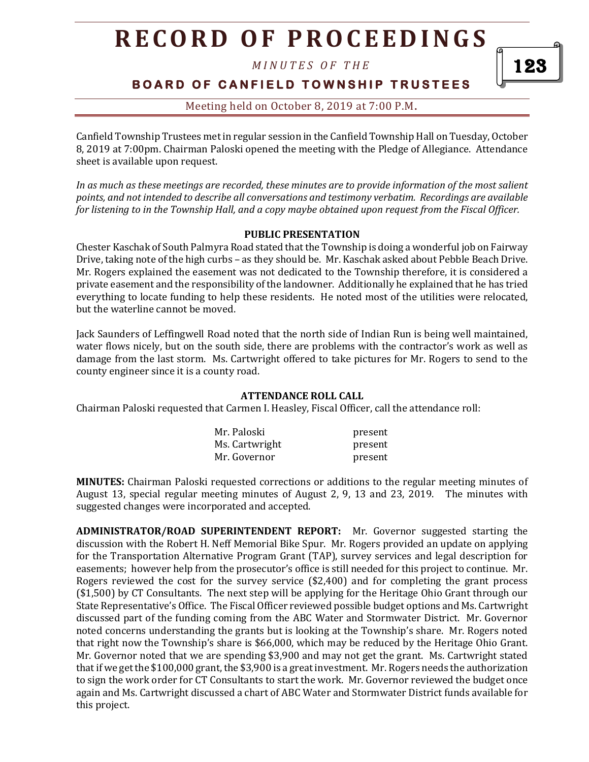# RECORD OF PROCEEDINGS

*MINUTES OF THE*

## BOARD OF CANFIELD TOWNSHIP TRUSTEES

Meeting held on October 8, 2019 at 7:00 P.M.

Canfield Township Trustees met in regular session in the Canfield Township Hall on Tuesday, October 8, 2019 at 7:00pm. Chairman Paloski opened the meeting with the Pledge of Allegiance. Attendance sheet is available upon request.

*In as much as these meetings are recorded, these minutes are to provide information of the most salient points, and not intended to describe all conversations and testimony verbatim. Recordings are available for listening to in the Township Hall, and a copy maybe obtained upon request from the Fiscal Officer.*

**PUBLIC PRESENTATION**

Chester Kaschak of South Palmyra Road stated that the Township is doing a wonderful job on Fairway Drive, taking note of the high curbs – as they should be. Mr. Kaschak asked about Pebble Beach Drive. Mr. Rogers explained the easement was not dedicated to the Township therefore, it is considered a private easement and the responsibility of the landowner. Additionally he explained that he has tried everything to locate funding to help these residents. He noted most of the utilities were relocated, but the waterline cannot be moved.

Jack Saunders of Leffingwell Road noted that the north side of Indian Run is being well maintained, water flows nicely, but on the south side, there are problems with the contractor's work as well as damage from the last storm. Ms. Cartwright offered to take pictures for Mr. Rogers to send to the county engineer since it is a county road.

**ATTENDANCE ROLL CALL**

Chairman Paloski requested that Carmen I. Heasley, Fiscal Officer, call the attendance roll:

| | |
|---|---|
| Mr. Paloski | present |
| Ms. Cartwright | present |
| Mr. Governor | present |

**MINUTES:** Chairman Paloski requested corrections or additions to the regular meeting minutes of August 13, special regular meeting minutes of August 2, 9, 13 and 23, 2019. The minutes with suggested changes were incorporated and accepted.

**ADMINISTRATOR/ROAD SUPERINTENDENT REPORT:** Mr. Governor suggested starting the discussion with the Robert H. Neff Memorial Bike Spur. Mr. Rogers provided an update on applying for the Transportation Alternative Program Grant (TAP), survey services and legal description for easements; however help from the prosecutor's office is still needed for this project to continue. Mr. Rogers reviewed the cost for the survey service ($2,400) and for completing the grant process ($1,500) by CT Consultants. The next step will be applying for the Heritage Ohio Grant through our State Representative's Office. The Fiscal Officer reviewed possible budget options and Ms. Cartwright discussed part of the funding coming from the ABC Water and Stormwater District. Mr. Governor noted concerns understanding the grants but is looking at the Township's share. Mr. Rogers noted that right now the Township's share is $66,000, which may be reduced by the Heritage Ohio Grant. Mr. Governor noted that we are spending $3,900 and may not get the grant. Ms. Cartwright stated that if we get the $100,000 grant, the $3,900 is a great investment. Mr. Rogers needs the authorization to sign the work order for CT Consultants to start the work. Mr. Governor reviewed the budget once again and Ms. Cartwright discussed a chart of ABC Water and Stormwater District funds available for this project.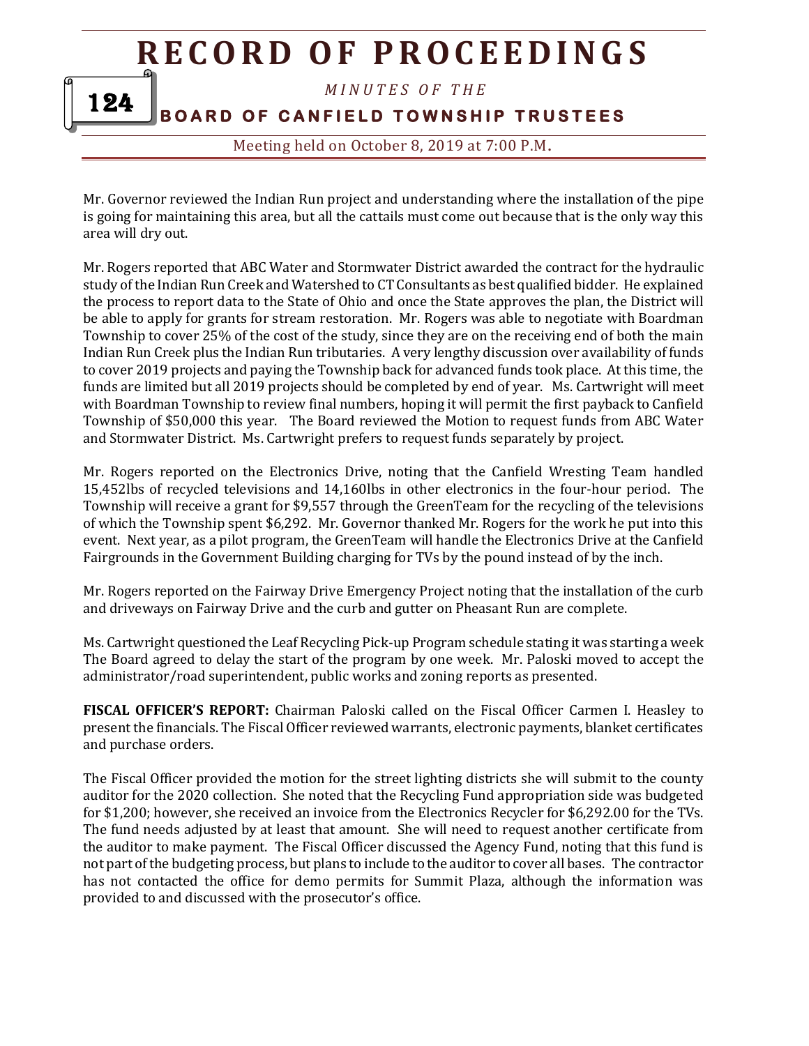Mr. Governor reviewed the Indian Run project and understanding where the installation of the pipe is going for maintaining this area, but all the cattails must come out because that is the only way this area will dry out.

Mr. Rogers reported that ABC Water and Stormwater District awarded the contract for the hydraulic study of the Indian Run Creek and Watershed to CT Consultants as best qualified bidder. He explained the process to report data to the State of Ohio and once the State approves the plan, the District will be able to apply for grants for stream restoration. Mr. Rogers was able to negotiate with Boardman Township to cover 25% of the cost of the study, since they are on the receiving end of both the main Indian Run Creek plus the Indian Run tributaries. A very lengthy discussion over availability of funds to cover 2019 projects and paying the Township back for advanced funds took place. At this time, the funds are limited but all 2019 projects should be completed by end of year. Ms. Cartwright will meet with Boardman Township to review final numbers, hoping it will permit the first payback to Canfield Township of $50,000 this year. The Board reviewed the Motion to request funds from ABC Water and Stormwater District. Ms. Cartwright prefers to request funds separately by project.

Mr. Rogers reported on the Electronics Drive, noting that the Canfield Wresting Team handled 15,452lbs of recycled televisions and 14,160lbs in other electronics in the four-hour period. The Township will receive a grant for $9,557 through the GreenTeam for the recycling of the televisions of which the Township spent $6,292. Mr. Governor thanked Mr. Rogers for the work he put into this event. Next year, as a pilot program, the GreenTeam will handle the Electronics Drive at the Canfield Fairgrounds in the Government Building charging for TVs by the pound instead of by the inch.

Mr. Rogers reported on the Fairway Drive Emergency Project noting that the installation of the curb and driveways on Fairway Drive and the curb and gutter on Pheasant Run are complete.

Ms. Cartwright questioned the Leaf Recycling Pick-up Program schedule stating it was starting a week The Board agreed to delay the start of the program by one week. Mr. Paloski moved to accept the administrator/road superintendent, public works and zoning reports as presented.

**FISCAL OFFICER'S REPORT:** Chairman Paloski called on the Fiscal Officer Carmen I. Heasley to present the financials. The Fiscal Officer reviewed warrants, electronic payments, blanket certificates and purchase orders.

The Fiscal Officer provided the motion for the street lighting districts she will submit to the county auditor for the 2020 collection. She noted that the Recycling Fund appropriation side was budgeted for $1,200; however, she received an invoice from the Electronics Recycler for $6,292.00 for the TVs. The fund needs adjusted by at least that amount. She will need to request another certificate from the auditor to make payment. The Fiscal Officer discussed the Agency Fund, noting that this fund is not part of the budgeting process, but plans to include to the auditor to cover all bases. The contractor has not contacted the office for demo permits for Summit Plaza, although the information was provided to and discussed with the prosecutor's office.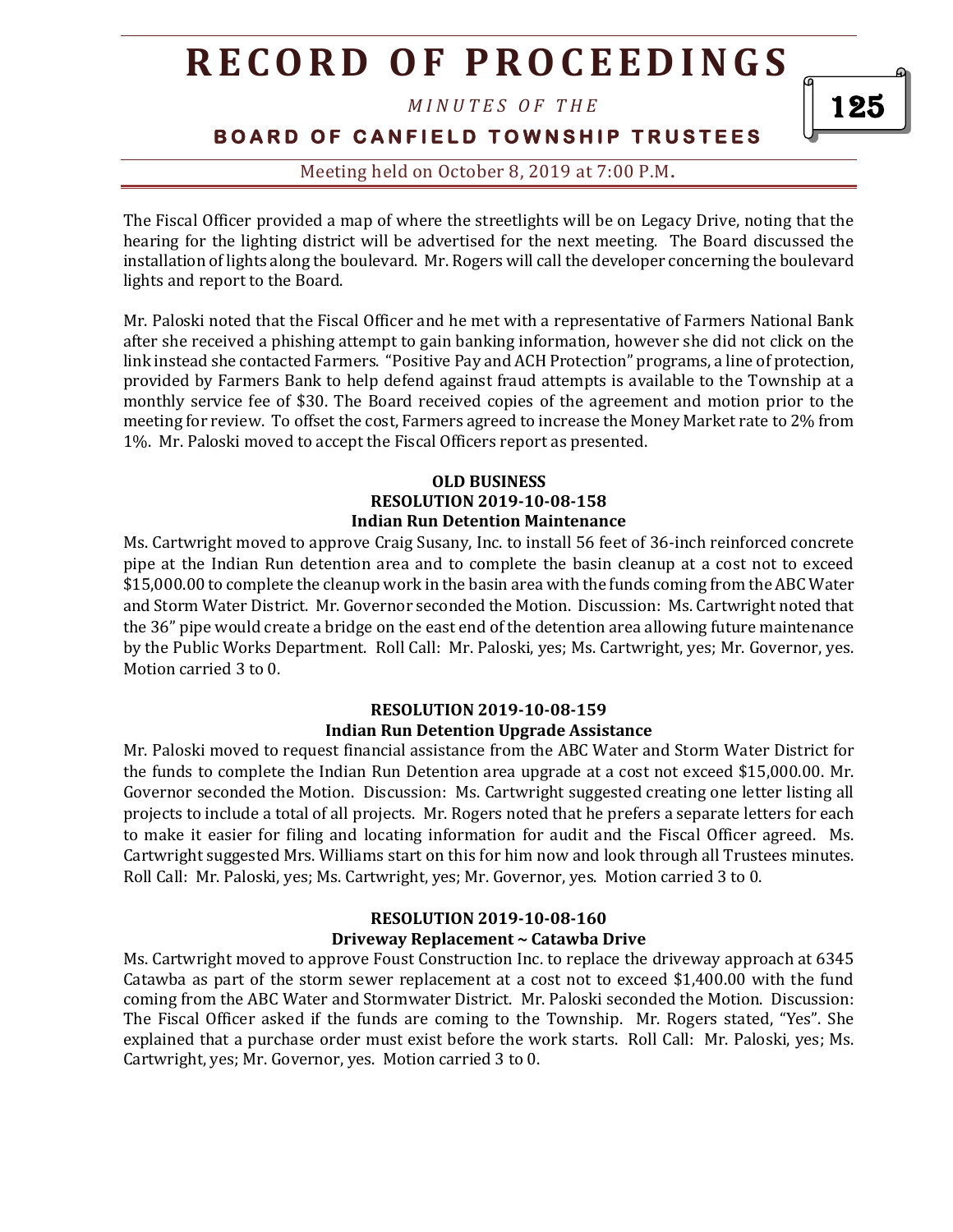The Fiscal Officer provided a map of where the streetlights will be on Legacy Drive, noting that the hearing for the lighting district will be advertised for the next meeting. The Board discussed the installation of lights along the boulevard. Mr. Rogers will call the developer concerning the boulevard lights and report to the Board.

Mr. Paloski noted that the Fiscal Officer and he met with a representative of Farmers National Bank after she received a phishing attempt to gain banking information, however she did not click on the link instead she contacted Farmers. "Positive Pay and ACH Protection" programs, a line of protection, provided by Farmers Bank to help defend against fraud attempts is available to the Township at a monthly service fee of $30. The Board received copies of the agreement and motion prior to the meeting for review. To offset the cost, Farmers agreed to increase the Money Market rate to 2% from 1%. Mr. Paloski moved to accept the Fiscal Officers report as presented.

**OLD BUSINESS**
**RESOLUTION 2019-10-08-158**
**Indian Run Detention Maintenance**

Ms. Cartwright moved to approve Craig Susany, Inc. to install 56 feet of 36-inch reinforced concrete pipe at the Indian Run detention area and to complete the basin cleanup at a cost not to exceed $15,000.00 to complete the cleanup work in the basin area with the funds coming from the ABC Water and Storm Water District. Mr. Governor seconded the Motion. Discussion: Ms. Cartwright noted that the 36" pipe would create a bridge on the east end of the detention area allowing future maintenance by the Public Works Department. Roll Call: Mr. Paloski, yes; Ms. Cartwright, yes; Mr. Governor, yes. Motion carried 3 to 0.

**RESOLUTION 2019-10-08-159**
**Indian Run Detention Upgrade Assistance**

Mr. Paloski moved to request financial assistance from the ABC Water and Storm Water District for the funds to complete the Indian Run Detention area upgrade at a cost not exceed $15,000.00. Mr. Governor seconded the Motion. Discussion: Ms. Cartwright suggested creating one letter listing all projects to include a total of all projects. Mr. Rogers noted that he prefers a separate letters for each to make it easier for filing and locating information for audit and the Fiscal Officer agreed. Ms. Cartwright suggested Mrs. Williams start on this for him now and look through all Trustees minutes. Roll Call: Mr. Paloski, yes; Ms. Cartwright, yes; Mr. Governor, yes. Motion carried 3 to 0.

**RESOLUTION 2019-10-08-160**
**Driveway Replacement ~ Catawba Drive**

Ms. Cartwright moved to approve Foust Construction Inc. to replace the driveway approach at 6345 Catawba as part of the storm sewer replacement at a cost not to exceed $1,400.00 with the fund coming from the ABC Water and Stormwater District. Mr. Paloski seconded the Motion. Discussion: The Fiscal Officer asked if the funds are coming to the Township. Mr. Rogers stated, "Yes". She explained that a purchase order must exist before the work starts. Roll Call: Mr. Paloski, yes; Ms. Cartwright, yes; Mr. Governor, yes. Motion carried 3 to 0.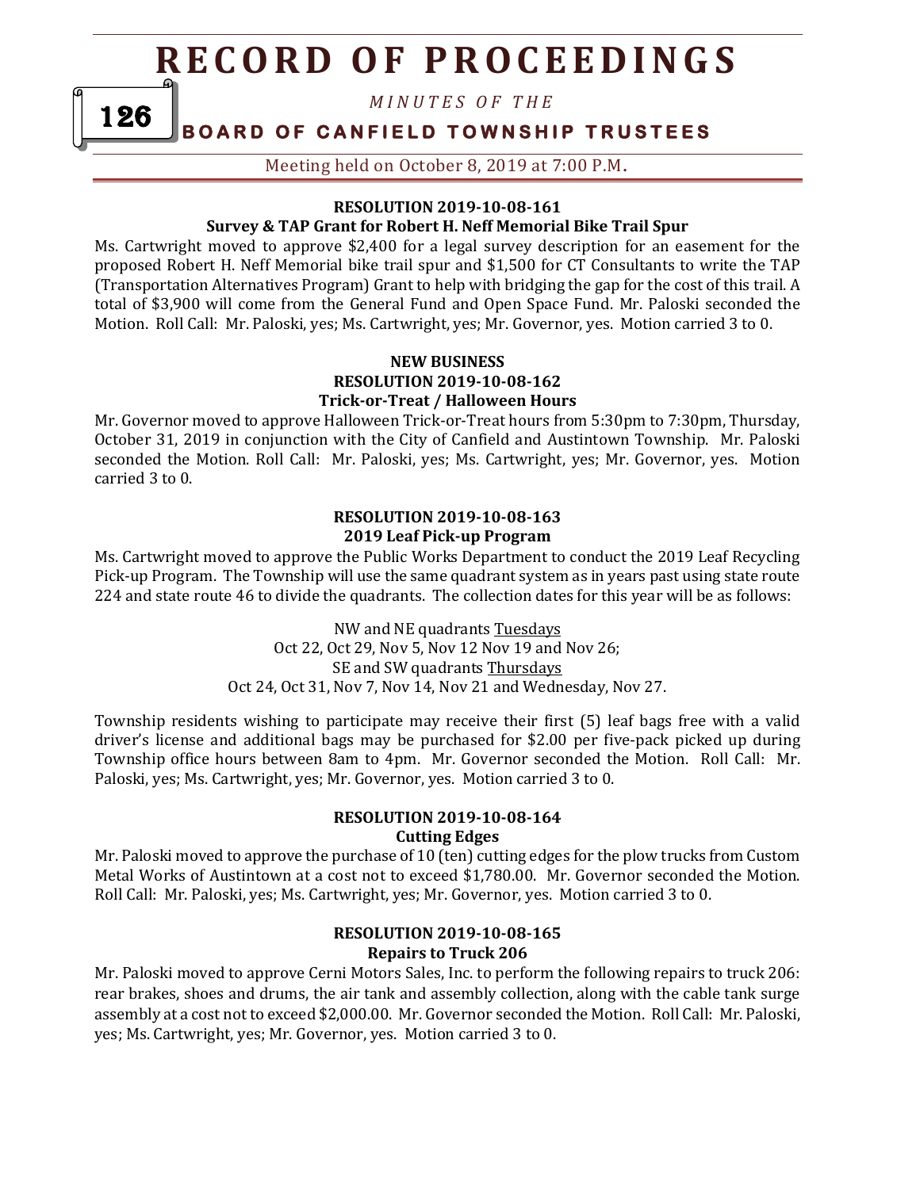**RESOLUTION 2019-10-08-161**
**Survey & TAP Grant for Robert H. Neff Memorial Bike Trail Spur**

Ms. Cartwright moved to approve $2,400 for a legal survey description for an easement for the proposed Robert H. Neff Memorial bike trail spur and $1,500 for CT Consultants to write the TAP (Transportation Alternatives Program) Grant to help with bridging the gap for the cost of this trail. A total of $3,900 will come from the General Fund and Open Space Fund. Mr. Paloski seconded the Motion. Roll Call: Mr. Paloski, yes; Ms. Cartwright, yes; Mr. Governor, yes. Motion carried 3 to 0.

**NEW BUSINESS**
**RESOLUTION 2019-10-08-162**
**Trick-or-Treat / Halloween Hours**

Mr. Governor moved to approve Halloween Trick-or-Treat hours from 5:30pm to 7:30pm, Thursday, October 31, 2019 in conjunction with the City of Canfield and Austintown Township. Mr. Paloski seconded the Motion. Roll Call: Mr. Paloski, yes; Ms. Cartwright, yes; Mr. Governor, yes. Motion carried 3 to 0.

**RESOLUTION 2019-10-08-163**
**2019 Leaf Pick-up Program**

Ms. Cartwright moved to approve the Public Works Department to conduct the 2019 Leaf Recycling Pick-up Program. The Township will use the same quadrant system as in years past using state route 224 and state route 46 to divide the quadrants. The collection dates for this year will be as follows:

NW and NE quadrants Tuesdays
Oct 22, Oct 29, Nov 5, Nov 12 Nov 19 and Nov 26;
SE and SW quadrants Thursdays
Oct 24, Oct 31, Nov 7, Nov 14, Nov 21 and Wednesday, Nov 27.

Township residents wishing to participate may receive their first (5) leaf bags free with a valid driver's license and additional bags may be purchased for $2.00 per five-pack picked up during Township office hours between 8am to 4pm. Mr. Governor seconded the Motion. Roll Call: Mr. Paloski, yes; Ms. Cartwright, yes; Mr. Governor, yes. Motion carried 3 to 0.

**RESOLUTION 2019-10-08-164**
**Cutting Edges**

Mr. Paloski moved to approve the purchase of 10 (ten) cutting edges for the plow trucks from Custom Metal Works of Austintown at a cost not to exceed $1,780.00. Mr. Governor seconded the Motion. Roll Call: Mr. Paloski, yes; Ms. Cartwright, yes; Mr. Governor, yes. Motion carried 3 to 0.

**RESOLUTION 2019-10-08-165**
**Repairs to Truck 206**

Mr. Paloski moved to approve Cerni Motors Sales, Inc. to perform the following repairs to truck 206: rear brakes, shoes and drums, the air tank and assembly collection, along with the cable tank surge assembly at a cost not to exceed $2,000.00. Mr. Governor seconded the Motion. Roll Call: Mr. Paloski, yes; Ms. Cartwright, yes; Mr. Governor, yes. Motion carried 3 to 0.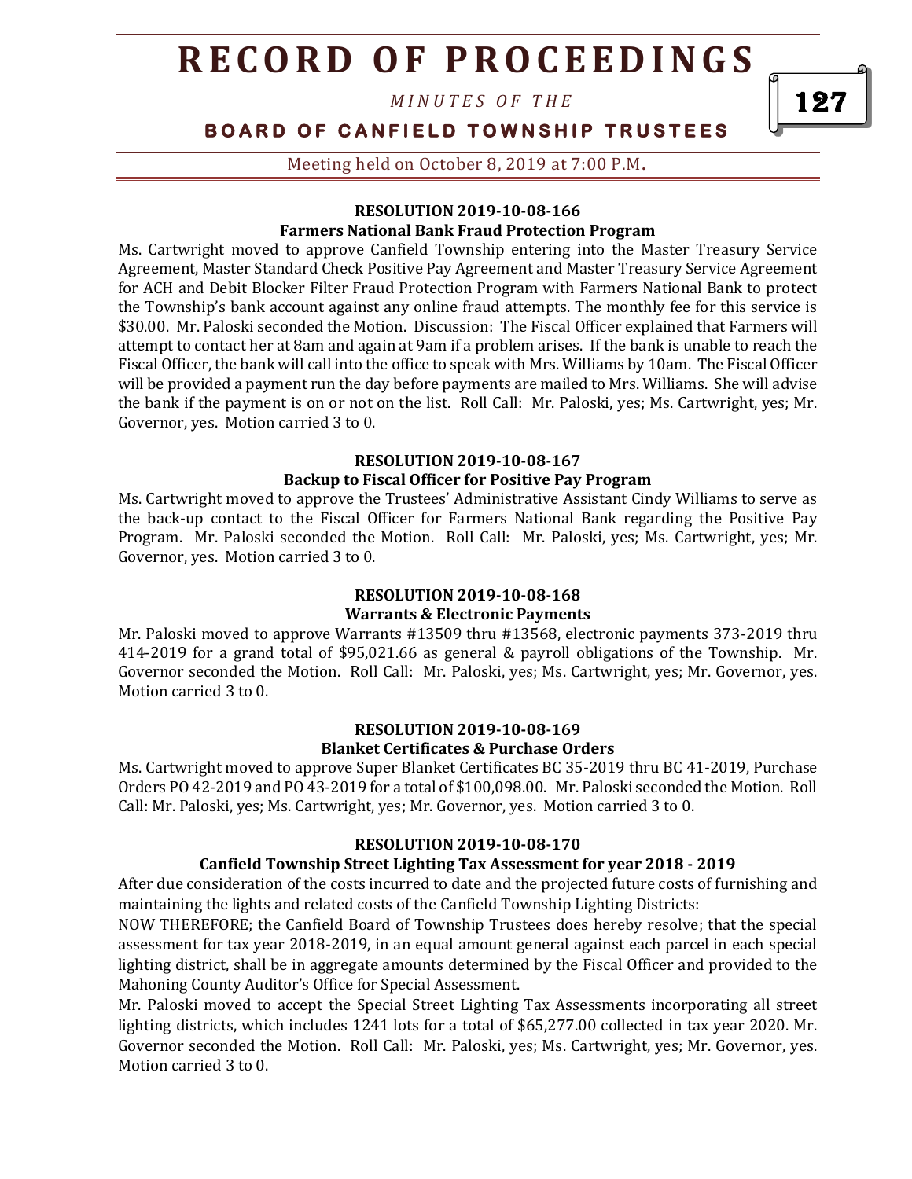#### RESOLUTION 2019-10-08-166

#### Farmers National Bank Fraud Protection Program

Ms. Cartwright moved to approve Canfield Township entering into the Master Treasury Service Agreement, Master Standard Check Positive Pay Agreement and Master Treasury Service Agreement for ACH and Debit Blocker Filter Fraud Protection Program with Farmers National Bank to protect the Township's bank account against any online fraud attempts. The monthly fee for this service is $30.00. Mr. Paloski seconded the Motion. Discussion: The Fiscal Officer explained that Farmers will attempt to contact her at 8am and again at 9am if a problem arises. If the bank is unable to reach the Fiscal Officer, the bank will call into the office to speak with Mrs. Williams by 10am. The Fiscal Officer will be provided a payment run the day before payments are mailed to Mrs. Williams. She will advise the bank if the payment is on or not on the list. Roll Call: Mr. Paloski, yes; Ms. Cartwright, yes; Mr. Governor, yes. Motion carried 3 to 0.

#### RESOLUTION 2019-10-08-167

#### Backup to Fiscal Officer for Positive Pay Program

Ms. Cartwright moved to approve the Trustees' Administrative Assistant Cindy Williams to serve as the back-up contact to the Fiscal Officer for Farmers National Bank regarding the Positive Pay Program. Mr. Paloski seconded the Motion. Roll Call: Mr. Paloski, yes; Ms. Cartwright, yes; Mr. Governor, yes. Motion carried 3 to 0.

#### RESOLUTION 2019-10-08-168

#### Warrants & Electronic Payments

Mr. Paloski moved to approve Warrants #13509 thru #13568, electronic payments 373-2019 thru 414-2019 for a grand total of $95,021.66 as general & payroll obligations of the Township. Mr. Governor seconded the Motion. Roll Call: Mr. Paloski, yes; Ms. Cartwright, yes; Mr. Governor, yes. Motion carried 3 to 0.

#### RESOLUTION 2019-10-08-169

#### Blanket Certificates & Purchase Orders

Ms. Cartwright moved to approve Super Blanket Certificates BC 35-2019 thru BC 41-2019, Purchase Orders PO 42-2019 and PO 43-2019 for a total of $100,098.00. Mr. Paloski seconded the Motion. Roll Call: Mr. Paloski, yes; Ms. Cartwright, yes; Mr. Governor, yes. Motion carried 3 to 0.

#### RESOLUTION 2019-10-08-170

#### Canfield Township Street Lighting Tax Assessment for year 2018 - 2019

After due consideration of the costs incurred to date and the projected future costs of furnishing and maintaining the lights and related costs of the Canfield Township Lighting Districts:

NOW THEREFORE; the Canfield Board of Township Trustees does hereby resolve; that the special assessment for tax year 2018-2019, in an equal amount general against each parcel in each special lighting district, shall be in aggregate amounts determined by the Fiscal Officer and provided to the Mahoning County Auditor's Office for Special Assessment.

Mr. Paloski moved to accept the Special Street Lighting Tax Assessments incorporating all street lighting districts, which includes 1241 lots for a total of $65,277.00 collected in tax year 2020. Mr. Governor seconded the Motion. Roll Call: Mr. Paloski, yes; Ms. Cartwright, yes; Mr. Governor, yes. Motion carried 3 to 0.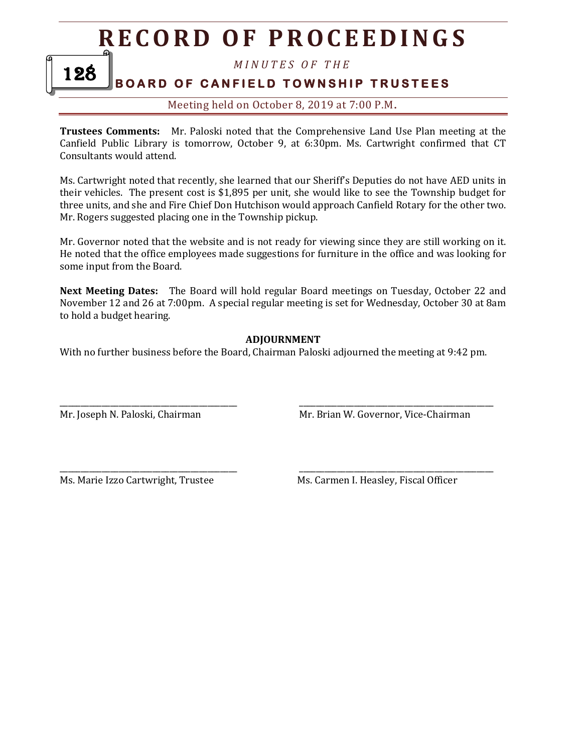**Trustees Comments:** Mr. Paloski noted that the Comprehensive Land Use Plan meeting at the Canfield Public Library is tomorrow, October 9, at 6:30pm. Ms. Cartwright confirmed that CT Consultants would attend.

Ms. Cartwright noted that recently, she learned that our Sheriff's Deputies do not have AED units in their vehicles. The present cost is $1,895 per unit, she would like to see the Township budget for three units, and she and Fire Chief Don Hutchison would approach Canfield Rotary for the other two. Mr. Rogers suggested placing one in the Township pickup.

Mr. Governor noted that the website and is not ready for viewing since they are still working on it. He noted that the office employees made suggestions for furniture in the office and was looking for some input from the Board.

**Next Meeting Dates:** The Board will hold regular Board meetings on Tuesday, October 22 and November 12 and 26 at 7:00pm. A special regular meeting is set for Wednesday, October 30 at 8am to hold a budget hearing.

**ADJOURNMENT**

With no further business before the Board, Chairman Paloski adjourned the meeting at 9:42 pm.

\_\_\_\_\_\_\_\_\_\_\_\_\_\_\_\_\_\_\_\_\_\_\_\_\_\_\_\_\_\_\_\_\_\_\_\_\_\_\_\_
Mr. Joseph N. Paloski, Chairman

\_\_\_\_\_\_\_\_\_\_\_\_\_\_\_\_\_\_\_\_\_\_\_\_\_\_\_\_\_\_\_\_\_\_\_\_\_\_\_\_
Mr. Brian W. Governor, Vice-Chairman

\_\_\_\_\_\_\_\_\_\_\_\_\_\_\_\_\_\_\_\_\_\_\_\_\_\_\_\_\_\_\_\_\_\_\_\_\_\_\_\_
Ms. Marie Izzo Cartwright, Trustee

\_\_\_\_\_\_\_\_\_\_\_\_\_\_\_\_\_\_\_\_\_\_\_\_\_\_\_\_\_\_\_\_\_\_\_\_\_\_\_\_
Ms. Carmen I. Heasley, Fiscal Officer